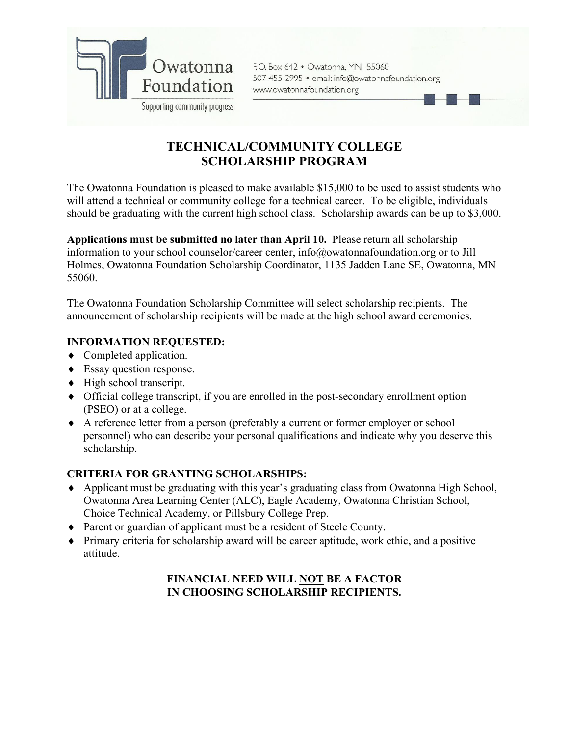Owatonna Foundation

Supporting community progress

P.O. Box 642 • Owatonna, MN 55060
507-455-2995 • email: info@owatonnafoundation.org
www.owatonnafoundation.org

# TECHNICAL/COMMUNITY COLLEGE SCHOLARSHIP PROGRAM

The Owatonna Foundation is pleased to make available $15,000 to be used to assist students who will attend a technical or community college for a technical career. To be eligible, individuals should be graduating with the current high school class. Scholarship awards can be up to $3,000.

**Applications must be submitted no later than April 10.** Please return all scholarship information to your school counselor/career center, info@owatonnafoundation.org or to Jill Holmes, Owatonna Foundation Scholarship Coordinator, 1135 Jadden Lane SE, Owatonna, MN 55060.

The Owatonna Foundation Scholarship Committee will select scholarship recipients. The announcement of scholarship recipients will be made at the high school award ceremonies.

**INFORMATION REQUESTED:**

- Completed application.
- Essay question response.
- High school transcript.
- Official college transcript, if you are enrolled in the post-secondary enrollment option (PSEO) or at a college.
- A reference letter from a person (preferably a current or former employer or school personnel) who can describe your personal qualifications and indicate why you deserve this scholarship.

**CRITERIA FOR GRANTING SCHOLARSHIPS:**

- Applicant must be graduating with this year's graduating class from Owatonna High School, Owatonna Area Learning Center (ALC), Eagle Academy, Owatonna Christian School, Choice Technical Academy, or Pillsbury College Prep.
- Parent or guardian of applicant must be a resident of Steele County.
- Primary criteria for scholarship award will be career aptitude, work ethic, and a positive attitude.

**FINANCIAL NEED WILL NOT BE A FACTOR IN CHOOSING SCHOLARSHIP RECIPIENTS.**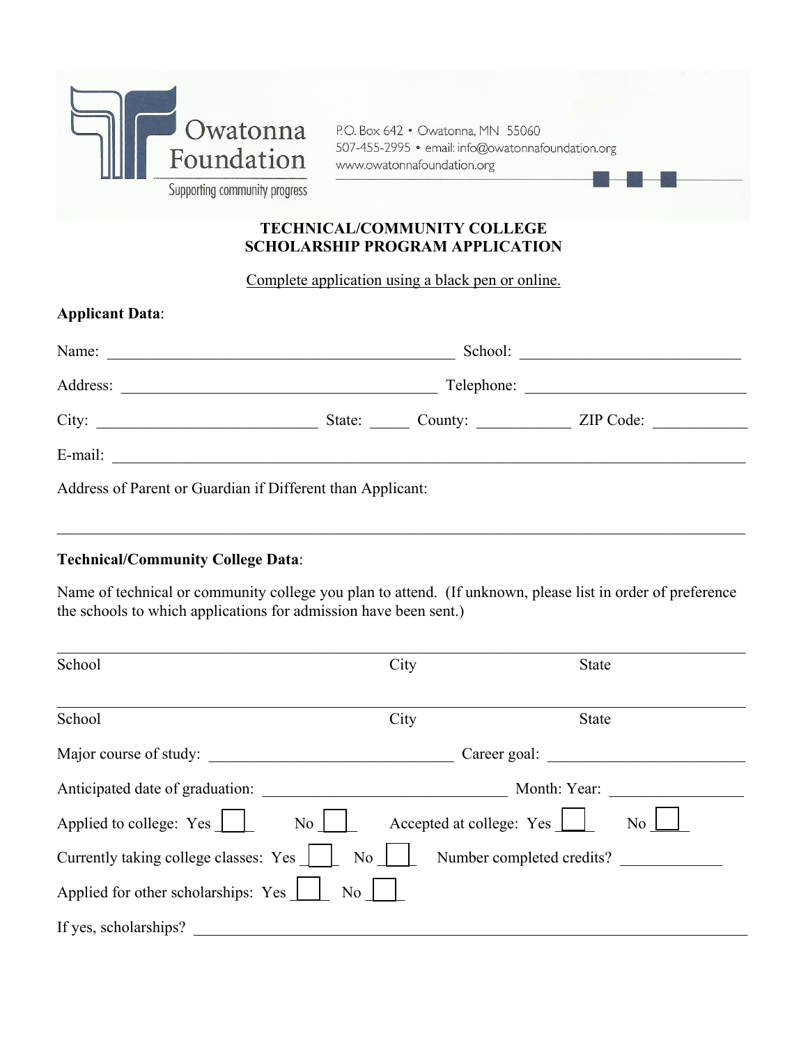Owatonna Foundation
Supporting community progress

P.O. Box 642 • Owatonna, MN 55060
507-455-2995 • email: info@owatonnafoundation.org
www.owatonnafoundation.org

## TECHNICAL/COMMUNITY COLLEGE SCHOLARSHIP PROGRAM APPLICATION

Complete application using a black pen or online.

**Applicant Data**:

Name: ______________________________ School: ______________________

Address: ____________________________ Telephone: ___________________

City: ____________________ State: _____ County: __________ ZIP Code: __________

E-mail: ____________________________________________________________

Address of Parent or Guardian if Different than Applicant:

____________________________________________________________

**Technical/Community College Data**:

Name of technical or community college you plan to attend. (If unknown, please list in order of preference the schools to which applications for admission have been sent.)

____________________________________________________________

School City State

____________________________________________________________

School City State

Major course of study: ______________________ Career goal: ____________________

Anticipated date of graduation: ______________________ Month: Year: ______________

Applied to college: Yes ☐ No ☐ Accepted at college: Yes ☐ No ☐

Currently taking college classes: Yes ☐ No ☐ Number completed credits? __________

Applied for other scholarships: Yes ☐ No ☐

If yes, scholarships? ____________________________________________________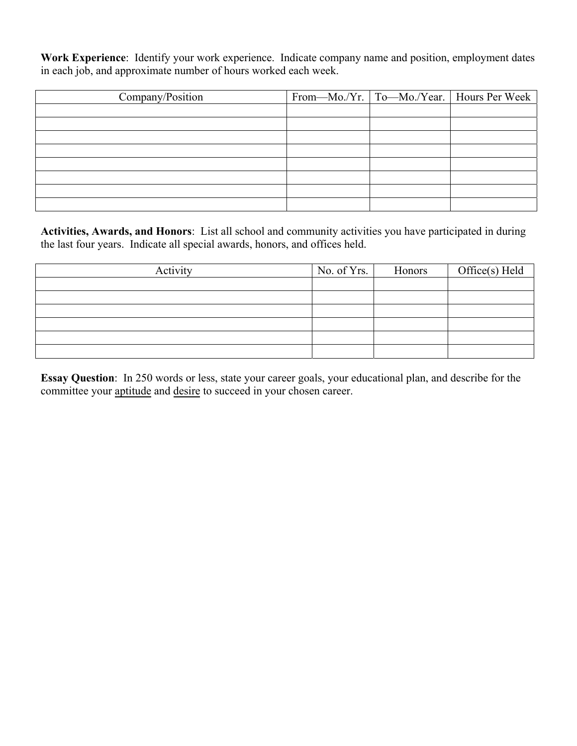**Work Experience**: Identify your work experience. Indicate company name and position, employment dates in each job, and approximate number of hours worked each week.

| Company/Position | From—Mo./Yr. | To—Mo./Year. | Hours Per Week |
|---|---|---|---|
| | | | |
| | | | |
| | | | |
| | | | |
| | | | |
| | | | |
| | | | |
| | | | |

**Activities, Awards, and Honors**: List all school and community activities you have participated in during the last four years. Indicate all special awards, honors, and offices held.

| Activity | No. of Yrs. | Honors | Office(s) Held |
|---|---|---|---|
| | | | |
| | | | |
| | | | |
| | | | |
| | | | |
| | | | |

**Essay Question**: In 250 words or less, state your career goals, your educational plan, and describe for the committee your <u>aptitude</u> and <u>desire</u> to succeed in your chosen career.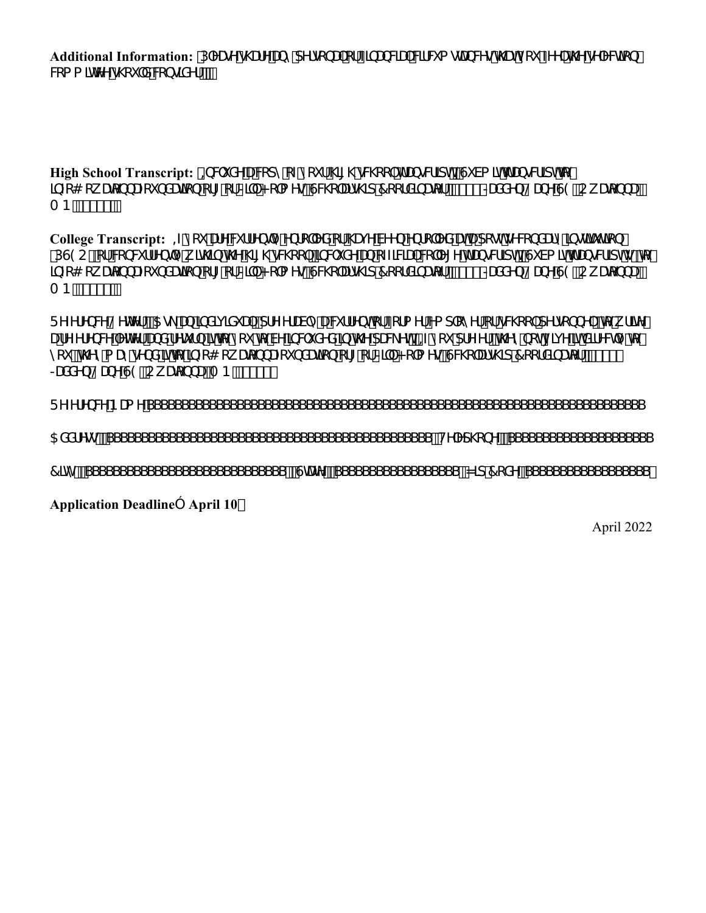**Additional Information:** (Please share any personal or financial circumstances that you feel the selection committee should consider.)

**High School Transcript:** Include a copy of your high school transcript. Submit transcript to info@owatonnafoundation.org or Jill Hommes, Scholarship Coordinator, Jadden Lane SE, Owatonna, MN

**College Transcript:** If you are currently enrolled or have been enrolled at a post-secondary institution (PSEO or concurrently within the high school), include an official college transcript. Submit transcripts to info@owatonnafoundation.org or Jill Hommes, Scholarship Coordinator, Jadden Lane SE, Owatonna, MN

Reference Letter: Ask an individual (preferably a current or former employer or school personnel) to write a reference letter and return it to you to be included in the packet. If you prefer they not give it directly to you, they may send it to info@owatonnafoundation.org or Jill Hommes, Scholarship Coordinator, Jadden Lane SE, Owatonna, MN

Reference Name: ____________________________________________________________________

Address: ____________________________________________ Telephone: ____________________

City: ______________________________ State: __________________ Zip Code: __________________

**Application Deadline: April 10**

April 2022